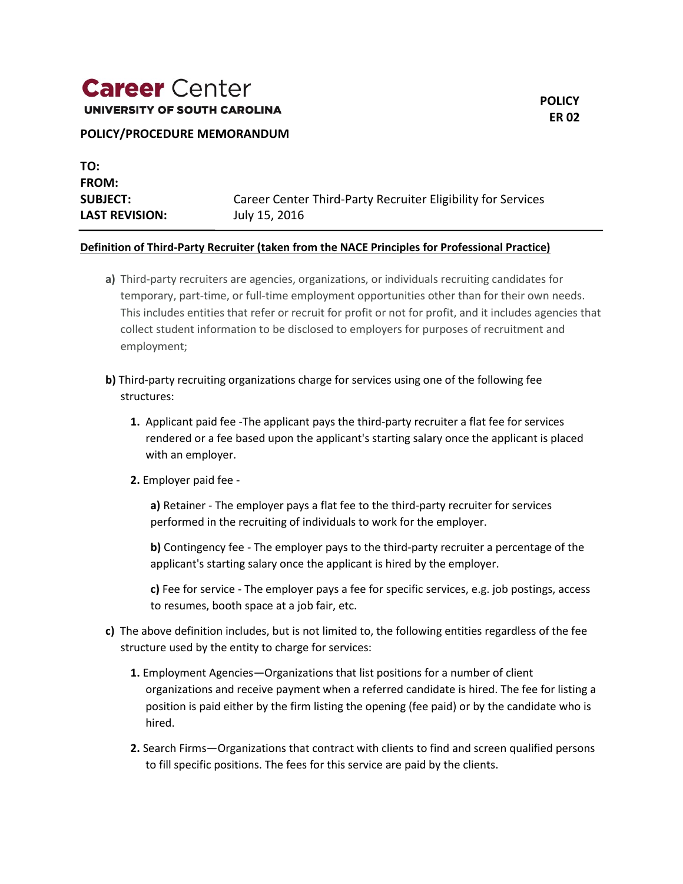# Career Center

**UNIVERSITY OF SOUTH CAROLINA**

**POLICY ER 02**

**POLICY/PROCEDURE MEMORANDUM**

**TO:**
**FROM:**
**SUBJECT:** Career Center Third-Party Recruiter Eligibility for Services
**LAST REVISION:** July 15, 2016

---

**Definition of Third-Party Recruiter (taken from the NACE Principles for Professional Practice)**

**a)** Third-party recruiters are agencies, organizations, or individuals recruiting candidates for temporary, part-time, or full-time employment opportunities other than for their own needs. This includes entities that refer or recruit for profit or not for profit, and it includes agencies that collect student information to be disclosed to employers for purposes of recruitment and employment;

**b)** Third-party recruiting organizations charge for services using one of the following fee structures:

**1.** Applicant paid fee -The applicant pays the third-party recruiter a flat fee for services rendered or a fee based upon the applicant's starting salary once the applicant is placed with an employer.

**2.** Employer paid fee -

**a)** Retainer - The employer pays a flat fee to the third-party recruiter for services performed in the recruiting of individuals to work for the employer.

**b)** Contingency fee - The employer pays to the third-party recruiter a percentage of the applicant's starting salary once the applicant is hired by the employer.

**c)** Fee for service - The employer pays a fee for specific services, e.g. job postings, access to resumes, booth space at a job fair, etc.

**c)** The above definition includes, but is not limited to, the following entities regardless of the fee structure used by the entity to charge for services:

**1.** Employment Agencies—Organizations that list positions for a number of client organizations and receive payment when a referred candidate is hired. The fee for listing a position is paid either by the firm listing the opening (fee paid) or by the candidate who is hired.

**2.** Search Firms—Organizations that contract with clients to find and screen qualified persons to fill specific positions. The fees for this service are paid by the clients.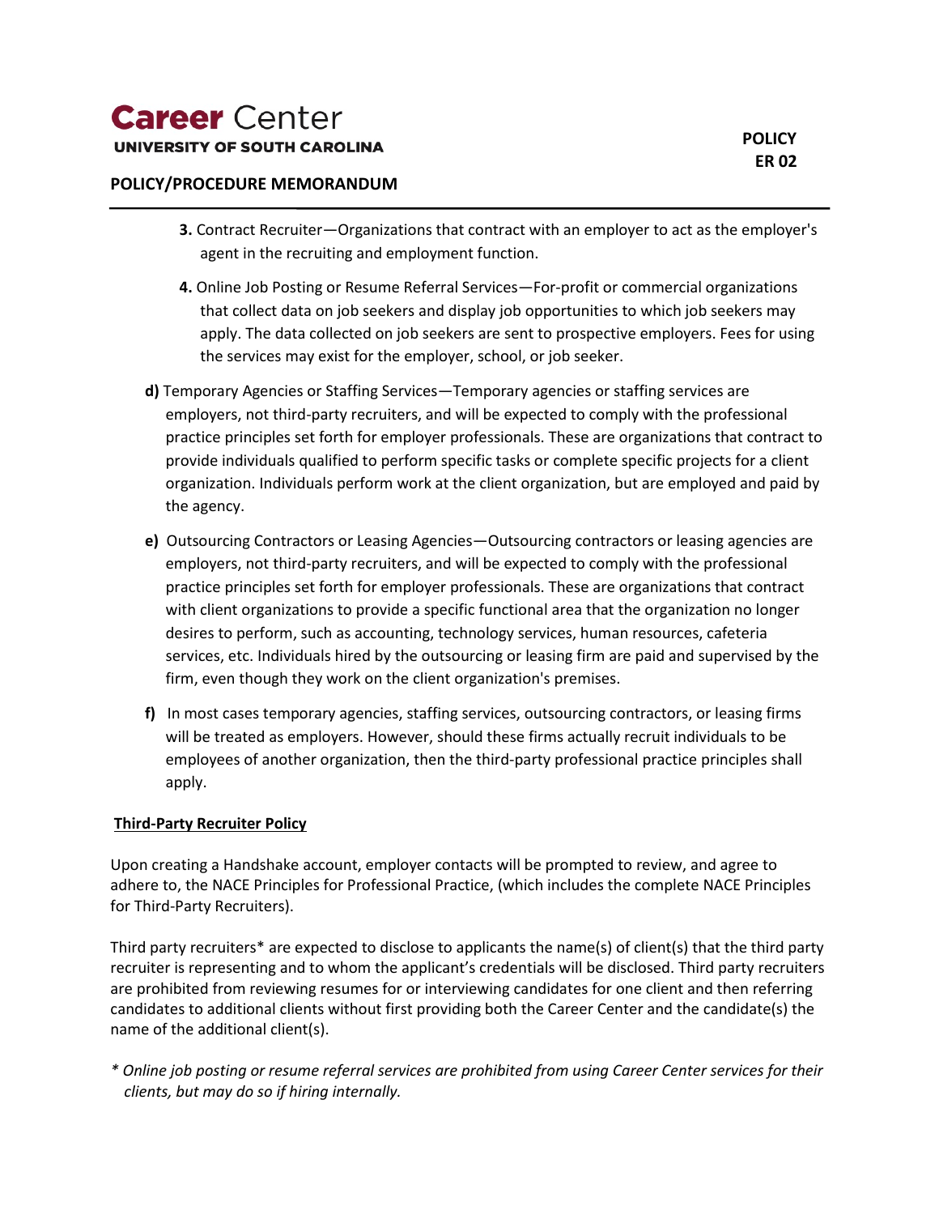3. **3.** Contract Recruiter—Organizations that contract with an employer to act as the employer's agent in the recruiting and employment function.

4. **4.** Online Job Posting or Resume Referral Services—For-profit or commercial organizations that collect data on job seekers and display job opportunities to which job seekers may apply. The data collected on job seekers are sent to prospective employers. Fees for using the services may exist for the employer, school, or job seeker.

**d)** Temporary Agencies or Staffing Services—Temporary agencies or staffing services are employers, not third-party recruiters, and will be expected to comply with the professional practice principles set forth for employer professionals. These are organizations that contract to provide individuals qualified to perform specific tasks or complete specific projects for a client organization. Individuals perform work at the client organization, but are employed and paid by the agency.

**e)** Outsourcing Contractors or Leasing Agencies—Outsourcing contractors or leasing agencies are employers, not third-party recruiters, and will be expected to comply with the professional practice principles set forth for employer professionals. These are organizations that contract with client organizations to provide a specific functional area that the organization no longer desires to perform, such as accounting, technology services, human resources, cafeteria services, etc. Individuals hired by the outsourcing or leasing firm are paid and supervised by the firm, even though they work on the client organization's premises.

**f)** In most cases temporary agencies, staffing services, outsourcing contractors, or leasing firms will be treated as employers. However, should these firms actually recruit individuals to be employees of another organization, then the third-party professional practice principles shall apply.

**Third-Party Recruiter Policy**

Upon creating a Handshake account, employer contacts will be prompted to review, and agree to adhere to, the NACE Principles for Professional Practice, (which includes the complete NACE Principles for Third-Party Recruiters).

Third party recruiters* are expected to disclose to applicants the name(s) of client(s) that the third party recruiter is representing and to whom the applicant's credentials will be disclosed. Third party recruiters are prohibited from reviewing resumes for or interviewing candidates for one client and then referring candidates to additional clients without first providing both the Career Center and the candidate(s) the name of the additional client(s).

*\* Online job posting or resume referral services are prohibited from using Career Center services for their clients, but may do so if hiring internally.*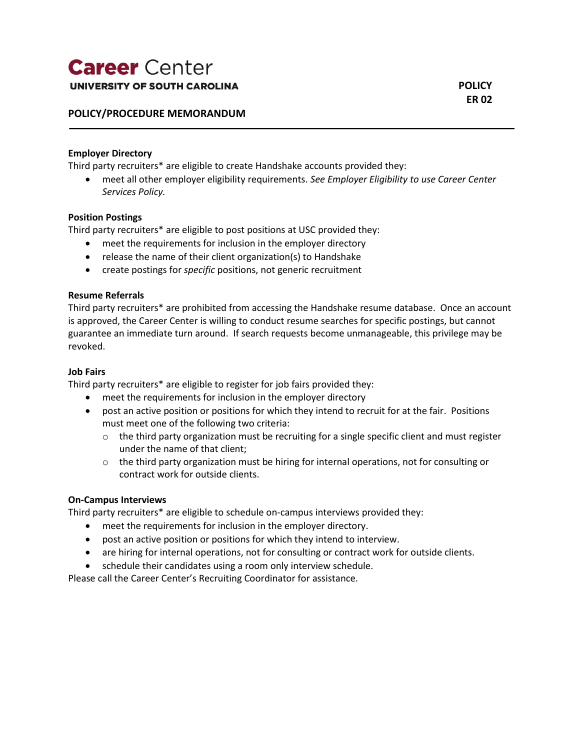**Career Center**
**UNIVERSITY OF SOUTH CAROLINA**

**POLICY**
**ER 02**

**POLICY/PROCEDURE MEMORANDUM**

---

**Employer Directory**
Third party recruiters* are eligible to create Handshake accounts provided they:

- meet all other employer eligibility requirements. *See Employer Eligibility to use Career Center Services Policy.*

**Position Postings**
Third party recruiters* are eligible to post positions at USC provided they:

- meet the requirements for inclusion in the employer directory
- release the name of their client organization(s) to Handshake
- create postings for *specific* positions, not generic recruitment

**Resume Referrals**
Third party recruiters* are prohibited from accessing the Handshake resume database. Once an account is approved, the Career Center is willing to conduct resume searches for specific postings, but cannot guarantee an immediate turn around. If search requests become unmanageable, this privilege may be revoked.

**Job Fairs**
Third party recruiters* are eligible to register for job fairs provided they:

- meet the requirements for inclusion in the employer directory
- post an active position or positions for which they intend to recruit for at the fair. Positions must meet one of the following two criteria:
  - the third party organization must be recruiting for a single specific client and must register under the name of that client;
  - the third party organization must be hiring for internal operations, not for consulting or contract work for outside clients.

**On-Campus Interviews**
Third party recruiters* are eligible to schedule on-campus interviews provided they:

- meet the requirements for inclusion in the employer directory.
- post an active position or positions for which they intend to interview.
- are hiring for internal operations, not for consulting or contract work for outside clients.
- schedule their candidates using a room only interview schedule.

Please call the Career Center's Recruiting Coordinator for assistance.